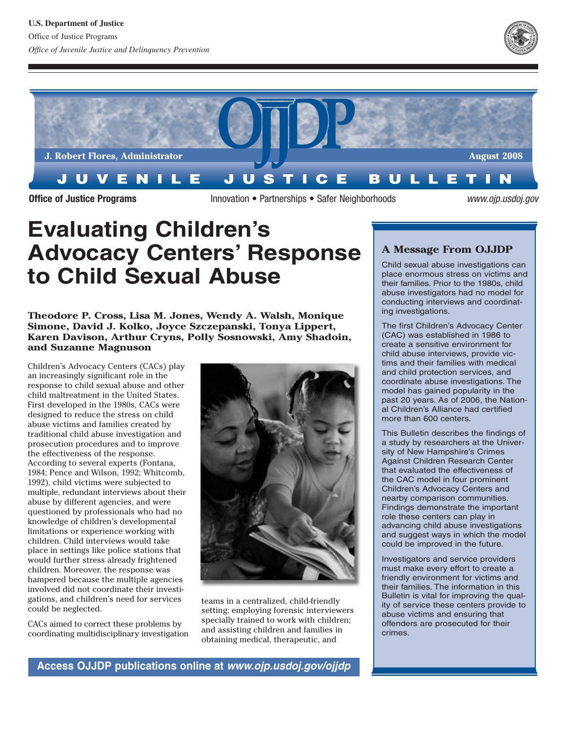U.S. Department of Justice
Office of Justice Programs
*Office of Juvenile Justice and Delinquency Prevention*

**J. Robert Flores, Administrator** **August 2008**

**JUVENILE JUSTICE BULLETIN**

**Office of Justice Programs** Innovation • Partnerships • Safer Neighborhoods *www.ojp.usdoj.gov*

# Evaluating Children's Advocacy Centers' Response to Child Sexual Abuse

**Theodore P. Cross, Lisa M. Jones, Wendy A. Walsh, Monique Simone, David J. Kolko, Joyce Szczepanski, Tonya Lippert, Karen Davison, Arthur Cryns, Polly Sosnowski, Amy Shadoin, and Suzanne Magnuson**

Children's Advocacy Centers (CACs) play an increasingly significant role in the response to child sexual abuse and other child maltreatment in the United States. First developed in the 1980s, CACs were designed to reduce the stress on child abuse victims and families created by traditional child abuse investigation and prosecution procedures and to improve the effectiveness of the response. According to several experts (Fontana, 1984; Pence and Wilson, 1992; Whitcomb, 1992), child victims were subjected to multiple, redundant interviews about their abuse by different agencies, and were questioned by professionals who had no knowledge of children's developmental limitations or experience working with children. Child interviews would take place in settings like police stations that would further stress already frightened children. Moreover, the response was hampered because the multiple agencies involved did not coordinate their investigations, and children's need for services could be neglected.

CACs aimed to correct these problems by coordinating multidisciplinary investigation teams in a centralized, child-friendly setting; employing forensic interviewers specially trained to work with children; and assisting children and families in obtaining medical, therapeutic, and

## A Message From OJJDP

Child sexual abuse investigations can place enormous stress on victims and their families. Prior to the 1980s, child abuse investigators had no model for conducting interviews and coordinating investigations.

The first Children's Advocacy Center (CAC) was established in 1986 to create a sensitive environment for child abuse interviews, provide victims and their families with medical and child protection services, and coordinate abuse investigations. The model has gained popularity in the past 20 years. As of 2006, the National Children's Alliance had certified more than 600 centers.

This Bulletin describes the findings of a study by researchers at the University of New Hampshire's Crimes Against Children Research Center that evaluated the effectiveness of the CAC model in four prominent Children's Advocacy Centers and nearby comparison communities. Findings demonstrate the important role these centers can play in advancing child abuse investigations and suggest ways in which the model could be improved in the future.

Investigators and service providers must make every effort to create a friendly environment for victims and their families. The information in this Bulletin is vital for improving the quality of service these centers provide to abuse victims and ensuring that offenders are prosecuted for their crimes.

**Access OJJDP publications online at *www.ojp.usdoj.gov/ojjdp***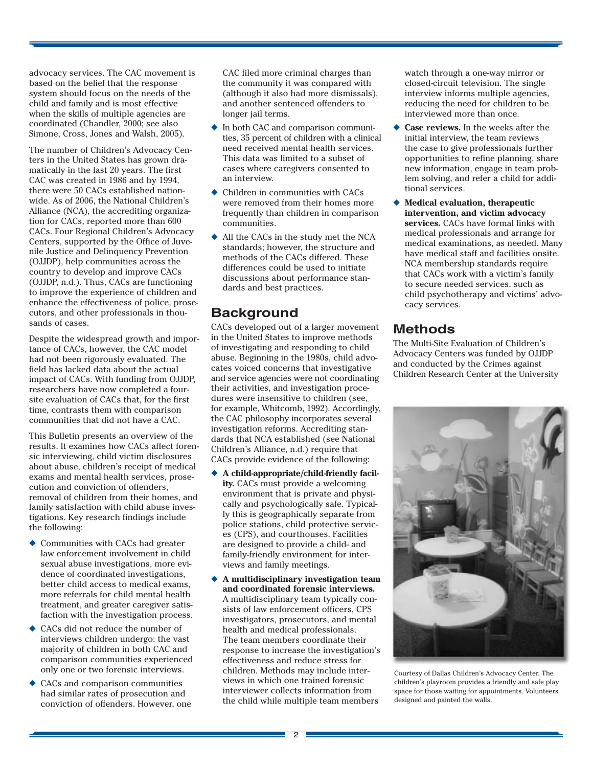advocacy services. The CAC movement is based on the belief that the response system should focus on the needs of the child and family and is most effective when the skills of multiple agencies are coordinated (Chandler, 2000; see also Simone, Cross, Jones and Walsh, 2005).

The number of Children's Advocacy Centers in the United States has grown dramatically in the last 20 years. The first CAC was created in 1986 and by 1994, there were 50 CACs established nationwide. As of 2006, the National Children's Alliance (NCA), the accrediting organization for CACs, reported more than 600 CACs. Four Regional Children's Advocacy Centers, supported by the Office of Juvenile Justice and Delinquency Prevention (OJJDP), help communities across the country to develop and improve CACs (OJJDP, n.d.). Thus, CACs are functioning to improve the experience of children and enhance the effectiveness of police, prosecutors, and other professionals in thousands of cases.

Despite the widespread growth and importance of CACs, however, the CAC model had not been rigorously evaluated. The field has lacked data about the actual impact of CACs. With funding from OJJDP, researchers have now completed a foursite evaluation of CACs that, for the first time, contrasts them with comparison communities that did not have a CAC.

This Bulletin presents an overview of the results. It examines how CACs affect forensic interviewing, child victim disclosures about abuse, children's receipt of medical exams and mental health services, prosecution and conviction of offenders, removal of children from their homes, and family satisfaction with child abuse investigations. Key research findings include the following:

- Communities with CACs had greater law enforcement involvement in child sexual abuse investigations, more evidence of coordinated investigations, better child access to medical exams, more referrals for child mental health treatment, and greater caregiver satisfaction with the investigation process.
- CACs did not reduce the number of interviews children undergo: the vast majority of children in both CAC and comparison communities experienced only one or two forensic interviews.
- CACs and comparison communities had similar rates of prosecution and conviction of offenders. However, one CAC filed more criminal charges than the community it was compared with (although it also had more dismissals), and another sentenced offenders to longer jail terms.
- In both CAC and comparison communities, 35 percent of children with a clinical need received mental health services. This data was limited to a subset of cases where caregivers consented to an interview.
- Children in communities with CACs were removed from their homes more frequently than children in comparison communities.
- All the CACs in the study met the NCA standards; however, the structure and methods of the CACs differed. These differences could be used to initiate discussions about performance standards and best practices.

## Background

CACs developed out of a larger movement in the United States to improve methods of investigating and responding to child abuse. Beginning in the 1980s, child advocates voiced concerns that investigative and service agencies were not coordinating their activities, and investigation procedures were insensitive to children (see, for example, Whitcomb, 1992). Accordingly, the CAC philosophy incorporates several investigation reforms. Accrediting standards that NCA established (see National Children's Alliance, n.d.) require that CACs provide evidence of the following:

- **A child-appropriate/child-friendly facility.** CACs must provide a welcoming environment that is private and physically and psychologically safe. Typically this is geographically separate from police stations, child protective services (CPS), and courthouses. Facilities are designed to provide a child- and family-friendly environment for interviews and family meetings.
- **A multidisciplinary investigation team and coordinated forensic interviews.** A multidisciplinary team typically consists of law enforcement officers, CPS investigators, prosecutors, and mental health and medical professionals. The team members coordinate their response to increase the investigation's effectiveness and reduce stress for children. Methods may include interviews in which one trained forensic interviewer collects information from the child while multiple team members watch through a one-way mirror or closed-circuit television. The single interview informs multiple agencies, reducing the need for children to be interviewed more than once.
- **Case reviews.** In the weeks after the initial interview, the team reviews the case to give professionals further opportunities to refine planning, share new information, engage in team problem solving, and refer a child for additional services.
- **Medical evaluation, therapeutic intervention, and victim advocacy services.** CACs have formal links with medical professionals and arrange for medical examinations, as needed. Many have medical staff and facilities onsite. NCA membership standards require that CACs work with a victim's family to secure needed services, such as child psychotherapy and victims' advocacy services.

## Methods

The Multi-Site Evaluation of Children's Advocacy Centers was funded by OJJDP and conducted by the Crimes against Children Research Center at the University

Courtesy of Dallas Children's Advocacy Center. The children's playroom provides a friendly and safe play space for those waiting for appointments. Volunteers designed and painted the walls.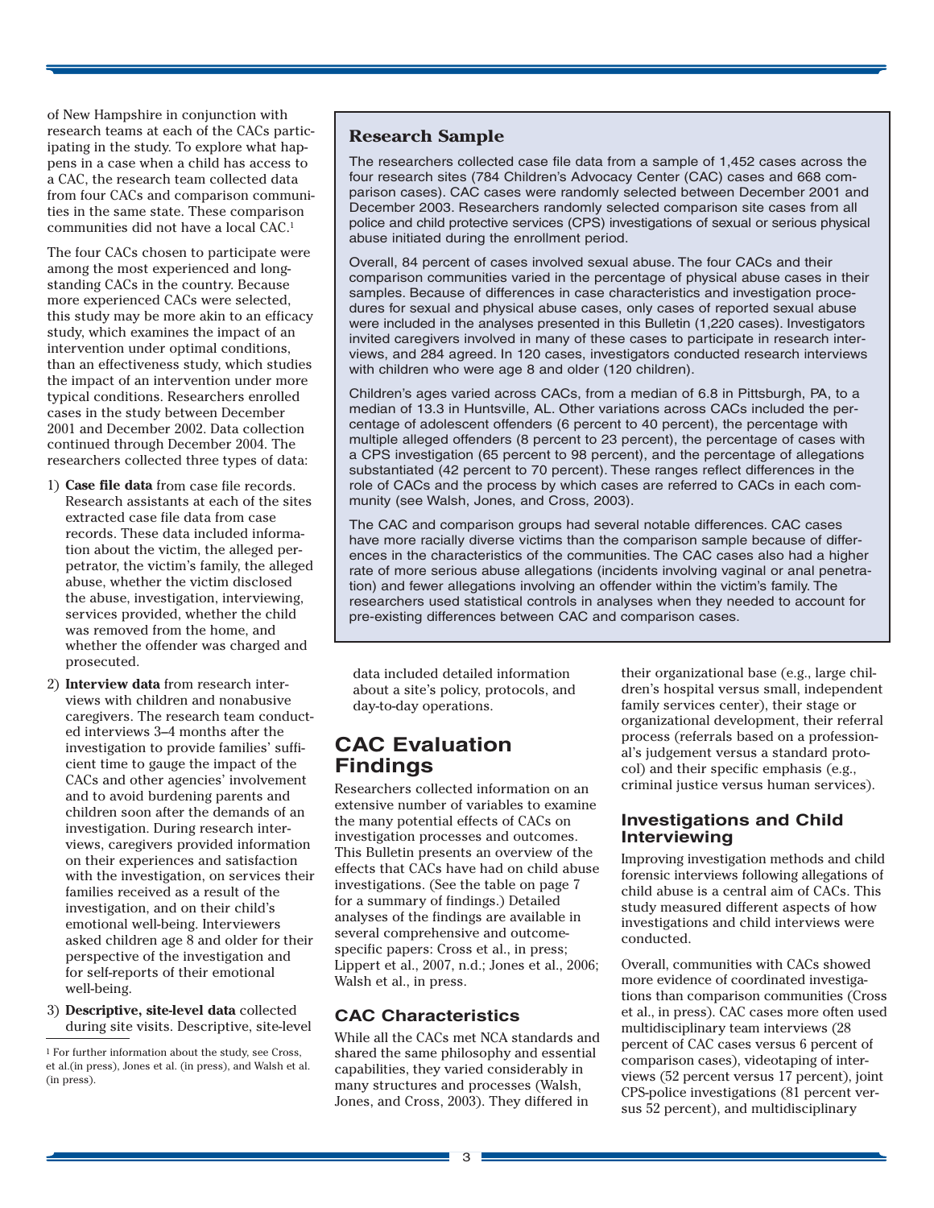of New Hampshire in conjunction with research teams at each of the CACs participating in the study. To explore what happens in a case when a child has access to a CAC, the research team collected data from four CACs and comparison communities in the same state. These comparison communities did not have a local CAC.[1]

The four CACs chosen to participate were among the most experienced and longstanding CACs in the country. Because more experienced CACs were selected, this study may be more akin to an efficacy study, which examines the impact of an intervention under optimal conditions, than an effectiveness study, which studies the impact of an intervention under more typical conditions. Researchers enrolled cases in the study between December 2001 and December 2002. Data collection continued through December 2004. The researchers collected three types of data:

1) **Case file data** from case file records. Research assistants at each of the sites extracted case file data from case records. These data included information about the victim, the alleged perpetrator, the victim's family, the alleged abuse, whether the victim disclosed the abuse, investigation, interviewing, services provided, whether the child was removed from the home, and whether the offender was charged and prosecuted.
2) **Interview data** from research interviews with children and nonabusive caregivers. The research team conducted interviews 3–4 months after the investigation to provide families' sufficient time to gauge the impact of the CACs and other agencies' involvement and to avoid burdening parents and children soon after the demands of an investigation. During research interviews, caregivers provided information on their experiences and satisfaction with the investigation, on services their families received as a result of the investigation, and on their child's emotional well-being. Interviewers asked children age 8 and older for their perspective of the investigation and for self-reports of their emotional well-being.
3) **Descriptive, site-level data** collected during site visits. Descriptive, site-level data included detailed information about a site's policy, protocols, and day-to-day operations.

[1] For further information about the study, see Cross, et al.(in press), Jones et al. (in press), and Walsh et al. (in press).

### Research Sample

The researchers collected case file data from a sample of 1,452 cases across the four research sites (784 Children's Advocacy Center (CAC) cases and 668 comparison cases). CAC cases were randomly selected between December 2001 and December 2003. Researchers randomly selected comparison site cases from all police and child protective services (CPS) investigations of sexual or serious physical abuse initiated during the enrollment period.

Overall, 84 percent of cases involved sexual abuse. The four CACs and their comparison communities varied in the percentage of physical abuse cases in their samples. Because of differences in case characteristics and investigation procedures for sexual and physical abuse cases, only cases of reported sexual abuse were included in the analyses presented in this Bulletin (1,220 cases). Investigators invited caregivers involved in many of these cases to participate in research interviews, and 284 agreed. In 120 cases, investigators conducted research interviews with children who were age 8 and older (120 children).

Children's ages varied across CACs, from a median of 6.8 in Pittsburgh, PA, to a median of 13.3 in Huntsville, AL. Other variations across CACs included the percentage of adolescent offenders (6 percent to 40 percent), the percentage with multiple alleged offenders (8 percent to 23 percent), the percentage of cases with a CPS investigation (65 percent to 98 percent), and the percentage of allegations substantiated (42 percent to 70 percent). These ranges reflect differences in the role of CACs and the process by which cases are referred to CACs in each community (see Walsh, Jones, and Cross, 2003).

The CAC and comparison groups had several notable differences. CAC cases have more racially diverse victims than the comparison sample because of differences in the characteristics of the communities. The CAC cases also had a higher rate of more serious abuse allegations (incidents involving vaginal or anal penetration) and fewer allegations involving an offender within the victim's family. The researchers used statistical controls in analyses when they needed to account for pre-existing differences between CAC and comparison cases.

## CAC Evaluation Findings

Researchers collected information on an extensive number of variables to examine the many potential effects of CACs on investigation processes and outcomes. This Bulletin presents an overview of the effects that CACs have had on child abuse investigations. (See the table on page 7 for a summary of findings.) Detailed analyses of the findings are available in several comprehensive and outcome-specific papers: Cross et al., in press; Lippert et al., 2007, n.d.; Jones et al., 2006; Walsh et al., in press.

### CAC Characteristics

While all the CACs met NCA standards and shared the same philosophy and essential capabilities, they varied considerably in many structures and processes (Walsh, Jones, and Cross, 2003). They differed in their organizational base (e.g., large children's hospital versus small, independent family services center), their stage or organizational development, their referral process (referrals based on a professional's judgement versus a standard protocol) and their specific emphasis (e.g., criminal justice versus human services).

### Investigations and Child Interviewing

Improving investigation methods and child forensic interviews following allegations of child abuse is a central aim of CACs. This study measured different aspects of how investigations and child interviews were conducted.

Overall, communities with CACs showed more evidence of coordinated investigations than comparison communities (Cross et al., in press). CAC cases more often used multidisciplinary team interviews (28 percent of CAC cases versus 6 percent of comparison cases), videotaping of interviews (52 percent versus 17 percent), joint CPS-police investigations (81 percent versus 52 percent), and multidisciplinary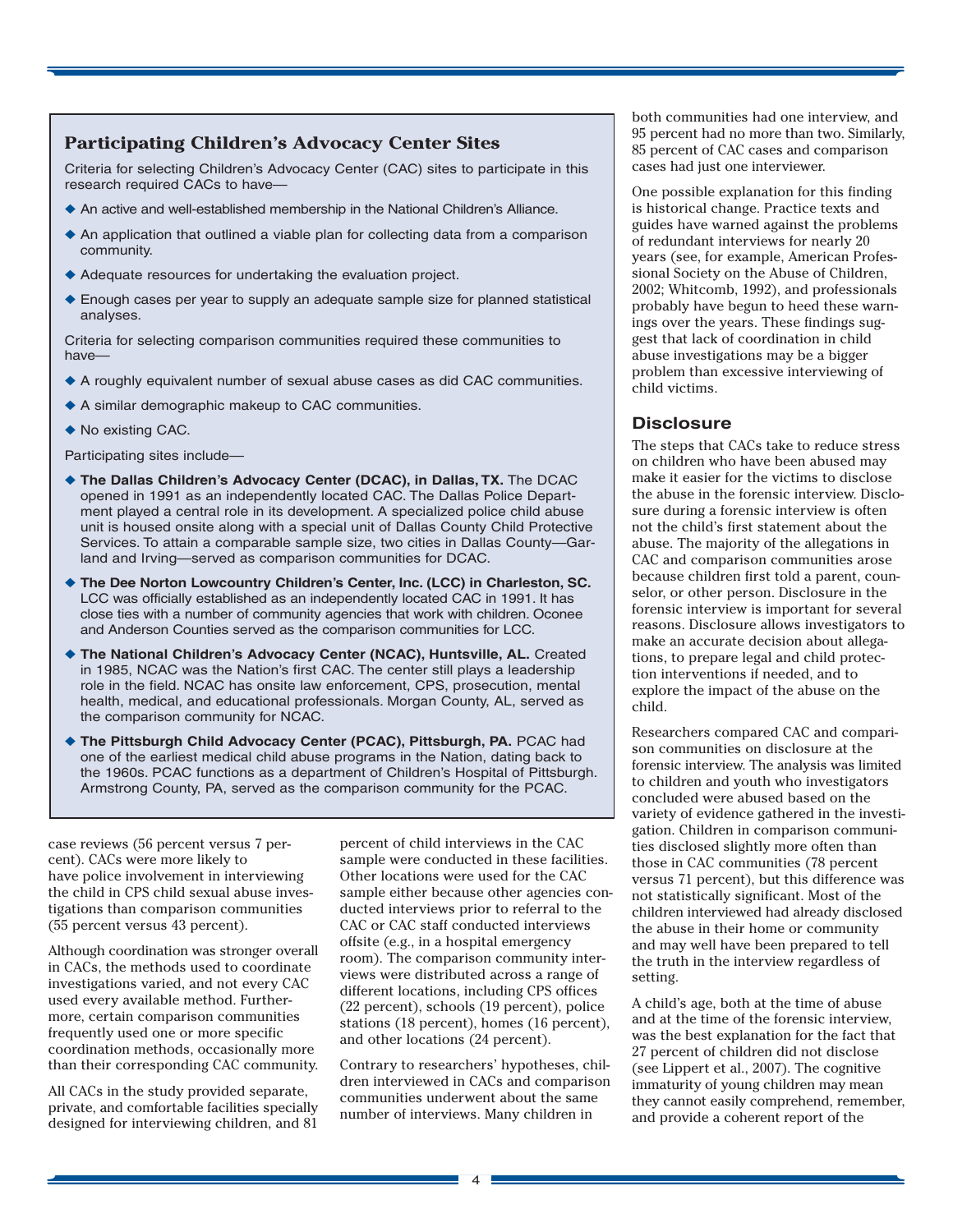## Participating Children's Advocacy Center Sites

Criteria for selecting Children's Advocacy Center (CAC) sites to participate in this research required CACs to have—

- An active and well-established membership in the National Children's Alliance.
- An application that outlined a viable plan for collecting data from a comparison community.
- Adequate resources for undertaking the evaluation project.
- Enough cases per year to supply an adequate sample size for planned statistical analyses.

Criteria for selecting comparison communities required these communities to have—

- A roughly equivalent number of sexual abuse cases as did CAC communities.
- A similar demographic makeup to CAC communities.
- No existing CAC.

Participating sites include—

- **The Dallas Children's Advocacy Center (DCAC), in Dallas, TX.** The DCAC opened in 1991 as an independently located CAC. The Dallas Police Department played a central role in its development. A specialized police child abuse unit is housed onsite along with a special unit of Dallas County Child Protective Services. To attain a comparable sample size, two cities in Dallas County—Garland and Irving—served as comparison communities for DCAC.
- **The Dee Norton Lowcountry Children's Center, Inc. (LCC) in Charleston, SC.** LCC was officially established as an independently located CAC in 1991. It has close ties with a number of community agencies that work with children. Oconee and Anderson Counties served as the comparison communities for LCC.
- **The National Children's Advocacy Center (NCAC), Huntsville, AL.** Created in 1985, NCAC was the Nation's first CAC. The center still plays a leadership role in the field. NCAC has onsite law enforcement, CPS, prosecution, mental health, medical, and educational professionals. Morgan County, AL, served as the comparison community for NCAC.
- **The Pittsburgh Child Advocacy Center (PCAC), Pittsburgh, PA.** PCAC had one of the earliest medical child abuse programs in the Nation, dating back to the 1960s. PCAC functions as a department of Children's Hospital of Pittsburgh. Armstrong County, PA, served as the comparison community for the PCAC.

case reviews (56 percent versus 7 percent). CACs were more likely to have police involvement in interviewing the child in CPS child sexual abuse investigations than comparison communities (55 percent versus 43 percent).

Although coordination was stronger overall in CACs, the methods used to coordinate investigations varied, and not every CAC used every available method. Furthermore, certain comparison communities frequently used one or more specific coordination methods, occasionally more than their corresponding CAC community.

All CACs in the study provided separate, private, and comfortable facilities specially designed for interviewing children, and 81 percent of child interviews in the CAC sample were conducted in these facilities. Other locations were used for the CAC sample either because other agencies conducted interviews prior to referral to the CAC or CAC staff conducted interviews offsite (e.g., in a hospital emergency room). The comparison community interviews were distributed across a range of different locations, including CPS offices (22 percent), schools (19 percent), police stations (18 percent), homes (16 percent), and other locations (24 percent).

Contrary to researchers' hypotheses, children interviewed in CACs and comparison communities underwent about the same number of interviews. Many children in both communities had one interview, and 95 percent had no more than two. Similarly, 85 percent of CAC cases and comparison cases had just one interviewer.

One possible explanation for this finding is historical change. Practice texts and guides have warned against the problems of redundant interviews for nearly 20 years (see, for example, American Professional Society on the Abuse of Children, 2002; Whitcomb, 1992), and professionals probably have begun to heed these warnings over the years. These findings suggest that lack of coordination in child abuse investigations may be a bigger problem than excessive interviewing of child victims.

## Disclosure

The steps that CACs take to reduce stress on children who have been abused may make it easier for the victims to disclose the abuse in the forensic interview. Disclosure during a forensic interview is often not the child's first statement about the abuse. The majority of the allegations in CAC and comparison communities arose because children first told a parent, counselor, or other person. Disclosure in the forensic interview is important for several reasons. Disclosure allows investigators to make an accurate decision about allegations, to prepare legal and child protection interventions if needed, and to explore the impact of the abuse on the child.

Researchers compared CAC and comparison communities on disclosure at the forensic interview. The analysis was limited to children and youth who investigators concluded were abused based on the variety of evidence gathered in the investigation. Children in comparison communities disclosed slightly more often than those in CAC communities (78 percent versus 71 percent), but this difference was not statistically significant. Most of the children interviewed had already disclosed the abuse in their home or community and may well have been prepared to tell the truth in the interview regardless of setting.

A child's age, both at the time of abuse and at the time of the forensic interview, was the best explanation for the fact that 27 percent of children did not disclose (see Lippert et al., 2007). The cognitive immaturity of young children may mean they cannot easily comprehend, remember, and provide a coherent report of the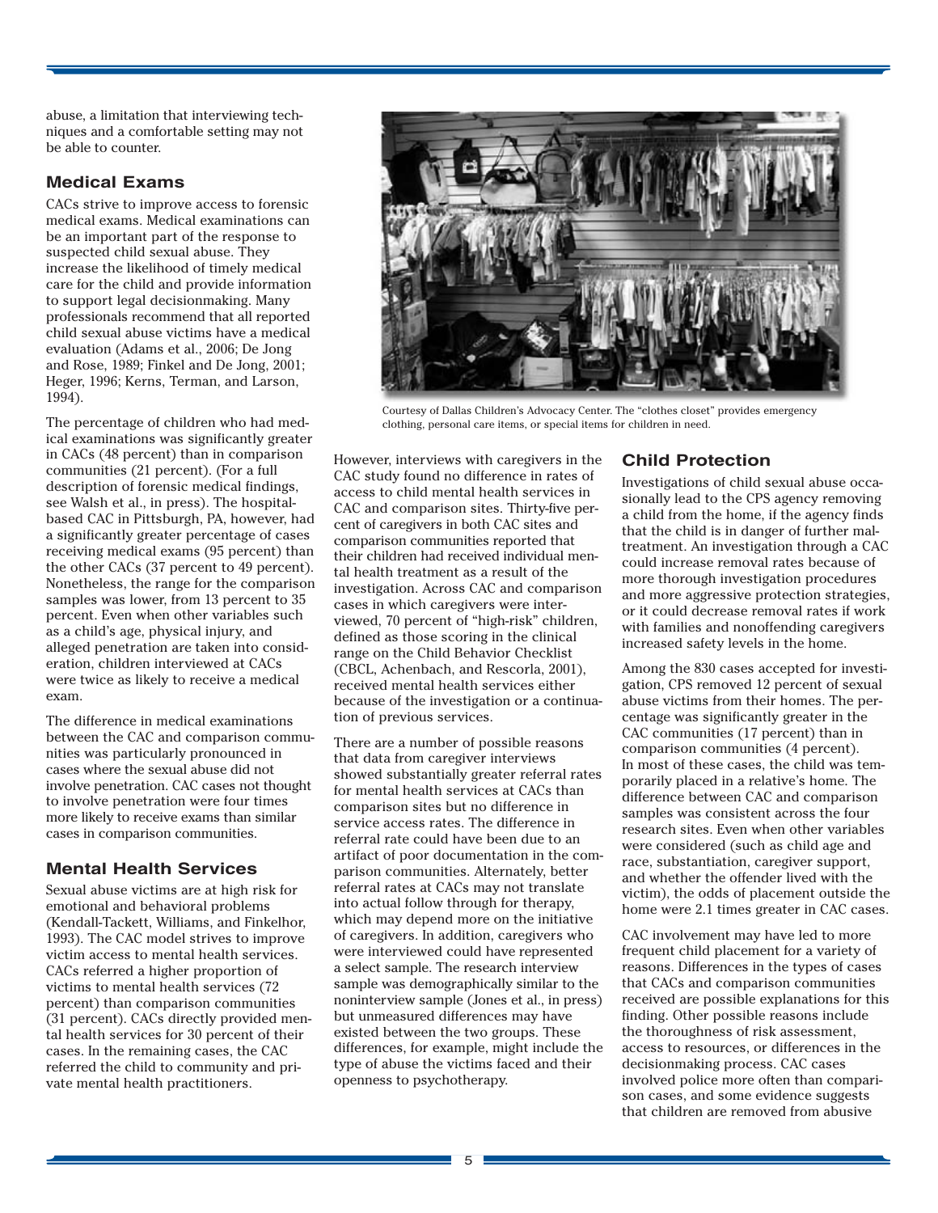abuse, a limitation that interviewing techniques and a comfortable setting may not be able to counter.

## Medical Exams

CACs strive to improve access to forensic medical exams. Medical examinations can be an important part of the response to suspected child sexual abuse. They increase the likelihood of timely medical care for the child and provide information to support legal decisionmaking. Many professionals recommend that all reported child sexual abuse victims have a medical evaluation (Adams et al., 2006; De Jong and Rose, 1989; Finkel and De Jong, 2001; Heger, 1996; Kerns, Terman, and Larson, 1994).

The percentage of children who had medical examinations was significantly greater in CACs (48 percent) than in comparison communities (21 percent). (For a full description of forensic medical findings, see Walsh et al., in press). The hospital-based CAC in Pittsburgh, PA, however, had a significantly greater percentage of cases receiving medical exams (95 percent) than the other CACs (37 percent to 49 percent). Nonetheless, the range for the comparison samples was lower, from 13 percent to 35 percent. Even when other variables such as a child's age, physical injury, and alleged penetration are taken into consideration, children interviewed at CACs were twice as likely to receive a medical exam.

The difference in medical examinations between the CAC and comparison communities was particularly pronounced in cases where the sexual abuse did not involve penetration. CAC cases not thought to involve penetration were four times more likely to receive exams than similar cases in comparison communities.

## Mental Health Services

Sexual abuse victims are at high risk for emotional and behavioral problems (Kendall-Tackett, Williams, and Finkelhor, 1993). The CAC model strives to improve victim access to mental health services. CACs referred a higher proportion of victims to mental health services (72 percent) than comparison communities (31 percent). CACs directly provided mental health services for 30 percent of their cases. In the remaining cases, the CAC referred the child to community and private mental health practitioners.

Courtesy of Dallas Children's Advocacy Center. The "clothes closet" provides emergency clothing, personal care items, or special items for children in need.

However, interviews with caregivers in the CAC study found no difference in rates of access to child mental health services in CAC and comparison sites. Thirty-five percent of caregivers in both CAC sites and comparison communities reported that their children had received individual mental health treatment as a result of the investigation. Across CAC and comparison cases in which caregivers were interviewed, 70 percent of "high-risk" children, defined as those scoring in the clinical range on the Child Behavior Checklist (CBCL, Achenbach, and Rescorla, 2001), received mental health services either because of the investigation or a continuation of previous services.

There are a number of possible reasons that data from caregiver interviews showed substantially greater referral rates for mental health services at CACs than comparison sites but no difference in service access rates. The difference in referral rate could have been due to an artifact of poor documentation in the comparison communities. Alternately, better referral rates at CACs may not translate into actual follow through for therapy, which may depend more on the initiative of caregivers. In addition, caregivers who were interviewed could have represented a select sample. The research interview sample was demographically similar to the noninterview sample (Jones et al., in press) but unmeasured differences may have existed between the two groups. These differences, for example, might include the type of abuse the victims faced and their openness to psychotherapy.

## Child Protection

Investigations of child sexual abuse occasionally lead to the CPS agency removing a child from the home, if the agency finds that the child is in danger of further maltreatment. An investigation through a CAC could increase removal rates because of more thorough investigation procedures and more aggressive protection strategies, or it could decrease removal rates if work with families and nonoffending caregivers increased safety levels in the home.

Among the 830 cases accepted for investigation, CPS removed 12 percent of sexual abuse victims from their homes. The percentage was significantly greater in the CAC communities (17 percent) than in comparison communities (4 percent). In most of these cases, the child was temporarily placed in a relative's home. The difference between CAC and comparison samples was consistent across the four research sites. Even when other variables were considered (such as child age and race, substantiation, caregiver support, and whether the offender lived with the victim), the odds of placement outside the home were 2.1 times greater in CAC cases.

CAC involvement may have led to more frequent child placement for a variety of reasons. Differences in the types of cases that CACs and comparison communities received are possible explanations for this finding. Other possible reasons include the thoroughness of risk assessment, access to resources, or differences in the decisionmaking process. CAC cases involved police more often than comparison cases, and some evidence suggests that children are removed from abusive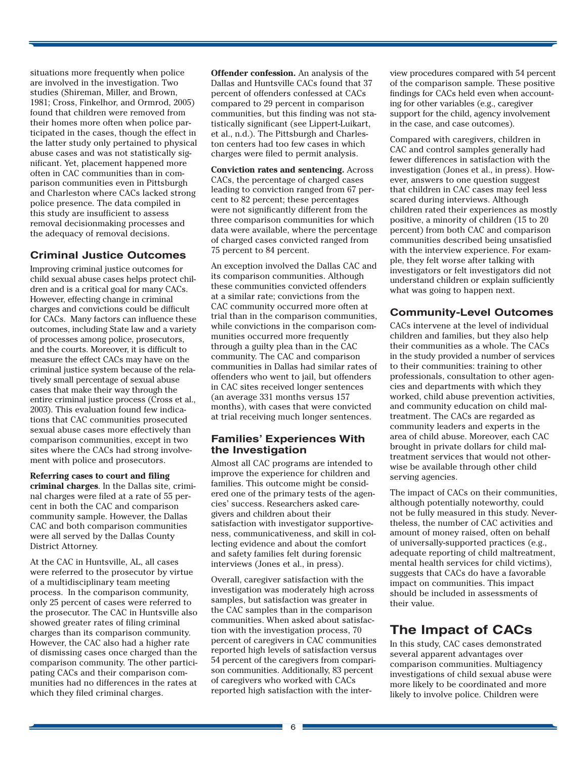situations more frequently when police are involved in the investigation. Two studies (Shireman, Miller, and Brown, 1981; Cross, Finkelhor, and Ormrod, 2005) found that children were removed from their homes more often when police participated in the cases, though the effect in the latter study only pertained to physical abuse cases and was not statistically significant. Yet, placement happened more often in CAC communities than in comparison communities even in Pittsburgh and Charleston where CACs lacked strong police presence. The data compiled in this study are insufficient to assess removal decisionmaking processes and the adequacy of removal decisions.

### Criminal Justice Outcomes

Improving criminal justice outcomes for child sexual abuse cases helps protect children and is a critical goal for many CACs. However, effecting change in criminal charges and convictions could be difficult for CACs. Many factors can influence these outcomes, including State law and a variety of processes among police, prosecutors, and the courts. Moreover, it is difficult to measure the effect CACs may have on the criminal justice system because of the relatively small percentage of sexual abuse cases that make their way through the entire criminal justice process (Cross et al., 2003). This evaluation found few indications that CAC communities prosecuted sexual abuse cases more effectively than comparison communities, except in two sites where the CACs had strong involvement with police and prosecutors.

**Referring cases to court and filing criminal charges**. In the Dallas site, criminal charges were filed at a rate of 55 percent in both the CAC and comparison community sample. However, the Dallas CAC and both comparison communities were all served by the Dallas County District Attorney.

At the CAC in Huntsville, AL, all cases were referred to the prosecutor by virtue of a multidisciplinary team meeting process. In the comparison community, only 25 percent of cases were referred to the prosecutor. The CAC in Huntsville also showed greater rates of filing criminal charges than its comparison community. However, the CAC also had a higher rate of dismissing cases once charged than the comparison community. The other participating CACs and their comparison communities had no differences in the rates at which they filed criminal charges.

**Offender confession.** An analysis of the Dallas and Huntsville CACs found that 37 percent of offenders confessed at CACs compared to 29 percent in comparison communities, but this finding was not statistically significant (see Lippert-Luikart, et al., n.d.). The Pittsburgh and Charleston centers had too few cases in which charges were filed to permit analysis.

**Conviction rates and sentencing.** Across CACs, the percentage of charged cases leading to conviction ranged from 67 percent to 82 percent; these percentages were not significantly different from the three comparison communities for which data were available, where the percentage of charged cases convicted ranged from 75 percent to 84 percent.

An exception involved the Dallas CAC and its comparison communities. Although these communities convicted offenders at a similar rate; convictions from the CAC community occurred more often at trial than in the comparison communities, while convictions in the comparison communities occurred more frequently through a guilty plea than in the CAC community. The CAC and comparison communities in Dallas had similar rates of offenders who went to jail, but offenders in CAC sites received longer sentences (an average 331 months versus 157 months), with cases that were convicted at trial receiving much longer sentences.

### Families' Experiences With the Investigation

Almost all CAC programs are intended to improve the experience for children and families. This outcome might be considered one of the primary tests of the agencies' success. Researchers asked caregivers and children about their satisfaction with investigator supportiveness, communicativeness, and skill in collecting evidence and about the comfort and safety families felt during forensic interviews (Jones et al., in press).

Overall, caregiver satisfaction with the investigation was moderately high across samples, but satisfaction was greater in the CAC samples than in the comparison communities. When asked about satisfaction with the investigation process, 70 percent of caregivers in CAC communities reported high levels of satisfaction versus 54 percent of the caregivers from comparison communities. Additionally, 83 percent of caregivers who worked with CACs reported high satisfaction with the interview procedures compared with 54 percent of the comparison sample. These positive findings for CACs held even when accounting for other variables (e.g., caregiver support for the child, agency involvement in the case, and case outcomes).

Compared with caregivers, children in CAC and control samples generally had fewer differences in satisfaction with the investigation (Jones et al., in press). However, answers to one question suggest that children in CAC cases may feel less scared during interviews. Although children rated their experiences as mostly positive, a minority of children (15 to 20 percent) from both CAC and comparison communities described being unsatisfied with the interview experience. For example, they felt worse after talking with investigators or felt investigators did not understand children or explain sufficiently what was going to happen next.

### Community-Level Outcomes

CACs intervene at the level of individual children and families, but they also help their communities as a whole. The CACs in the study provided a number of services to their communities: training to other professionals, consultation to other agencies and departments with which they worked, child abuse prevention activities, and community education on child maltreatment. The CACs are regarded as community leaders and experts in the area of child abuse. Moreover, each CAC brought in private dollars for child maltreatment services that would not otherwise be available through other child serving agencies.

The impact of CACs on their communities, although potentially noteworthy, could not be fully measured in this study. Nevertheless, the number of CAC activities and amount of money raised, often on behalf of universally-supported practices (e.g., adequate reporting of child maltreatment, mental health services for child victims), suggests that CACs do have a favorable impact on communities. This impact should be included in assessments of their value.

## The Impact of CACs

In this study, CAC cases demonstrated several apparent advantages over comparison communities. Multiagency investigations of child sexual abuse were more likely to be coordinated and more likely to involve police. Children were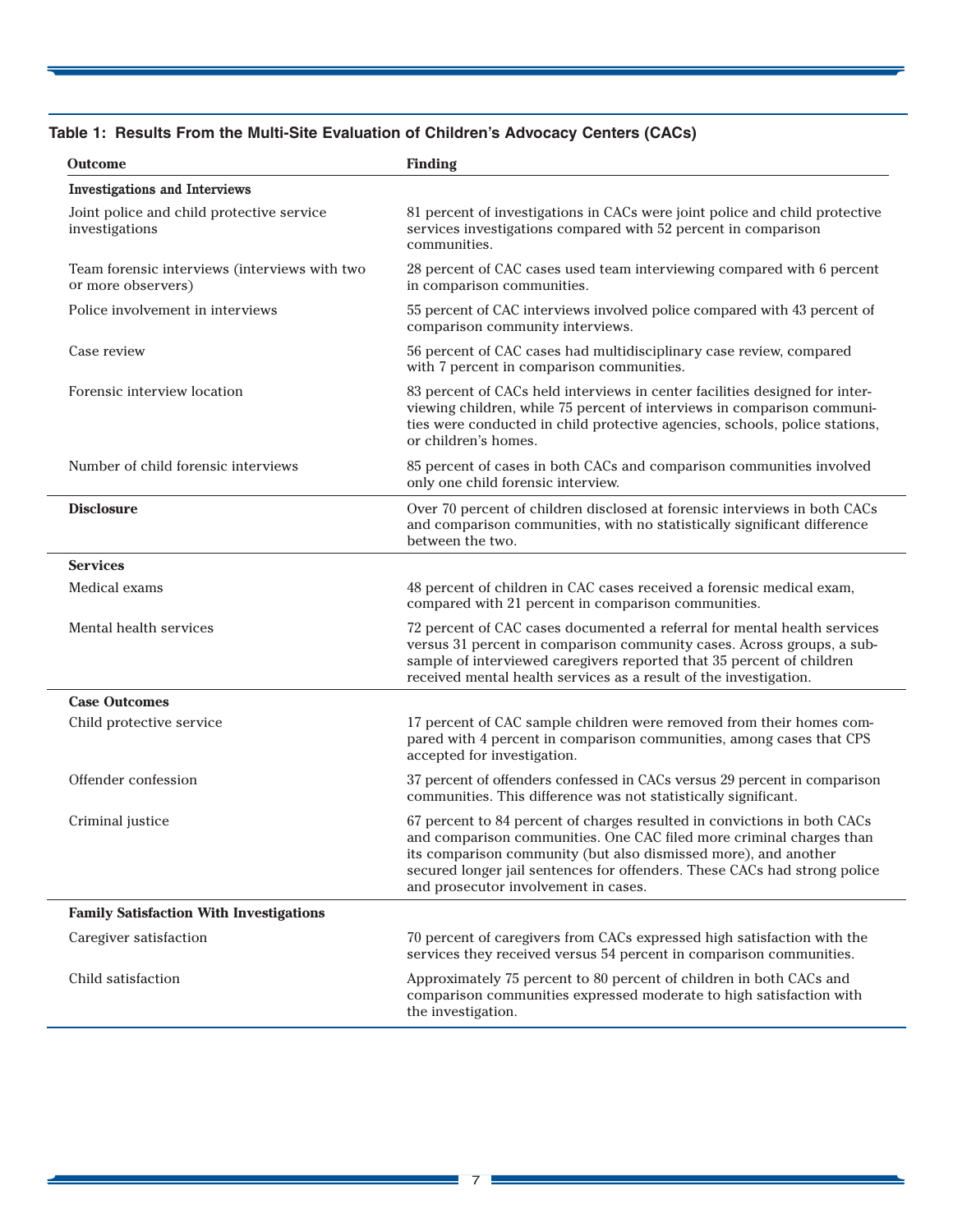**Table 1: Results From the Multi-Site Evaluation of Children's Advocacy Centers (CACs)**

| Outcome | Finding |
|---|---|
| **Investigations and Interviews** | |
| Joint police and child protective service investigations | 81 percent of investigations in CACs were joint police and child protective services investigations compared with 52 percent in comparison communities. |
| Team forensic interviews (interviews with two or more observers) | 28 percent of CAC cases used team interviewing compared with 6 percent in comparison communities. |
| Police involvement in interviews | 55 percent of CAC interviews involved police compared with 43 percent of comparison community interviews. |
| Case review | 56 percent of CAC cases had multidisciplinary case review, compared with 7 percent in comparison communities. |
| Forensic interview location | 83 percent of CACs held interviews in center facilities designed for interviewing children, while 75 percent of interviews in comparison communities were conducted in child protective agencies, schools, police stations, or children's homes. |
| Number of child forensic interviews | 85 percent of cases in both CACs and comparison communities involved only one child forensic interview. |
| **Disclosure** | Over 70 percent of children disclosed at forensic interviews in both CACs and comparison communities, with no statistically significant difference between the two. |
| **Services** | |
| Medical exams | 48 percent of children in CAC cases received a forensic medical exam, compared with 21 percent in comparison communities. |
| Mental health services | 72 percent of CAC cases documented a referral for mental health services versus 31 percent in comparison community cases. Across groups, a subsample of interviewed caregivers reported that 35 percent of children received mental health services as a result of the investigation. |
| **Case Outcomes** | |
| Child protective service | 17 percent of CAC sample children were removed from their homes compared with 4 percent in comparison communities, among cases that CPS accepted for investigation. |
| Offender confession | 37 percent of offenders confessed in CACs versus 29 percent in comparison communities. This difference was not statistically significant. |
| Criminal justice | 67 percent to 84 percent of charges resulted in convictions in both CACs and comparison communities. One CAC filed more criminal charges than its comparison community (but also dismissed more), and another secured longer jail sentences for offenders. These CACs had strong police and prosecutor involvement in cases. |
| **Family Satisfaction With Investigations** | |
| Caregiver satisfaction | 70 percent of caregivers from CACs expressed high satisfaction with the services they received versus 54 percent in comparison communities. |
| Child satisfaction | Approximately 75 percent to 80 percent of children in both CACs and comparison communities expressed moderate to high satisfaction with the investigation. |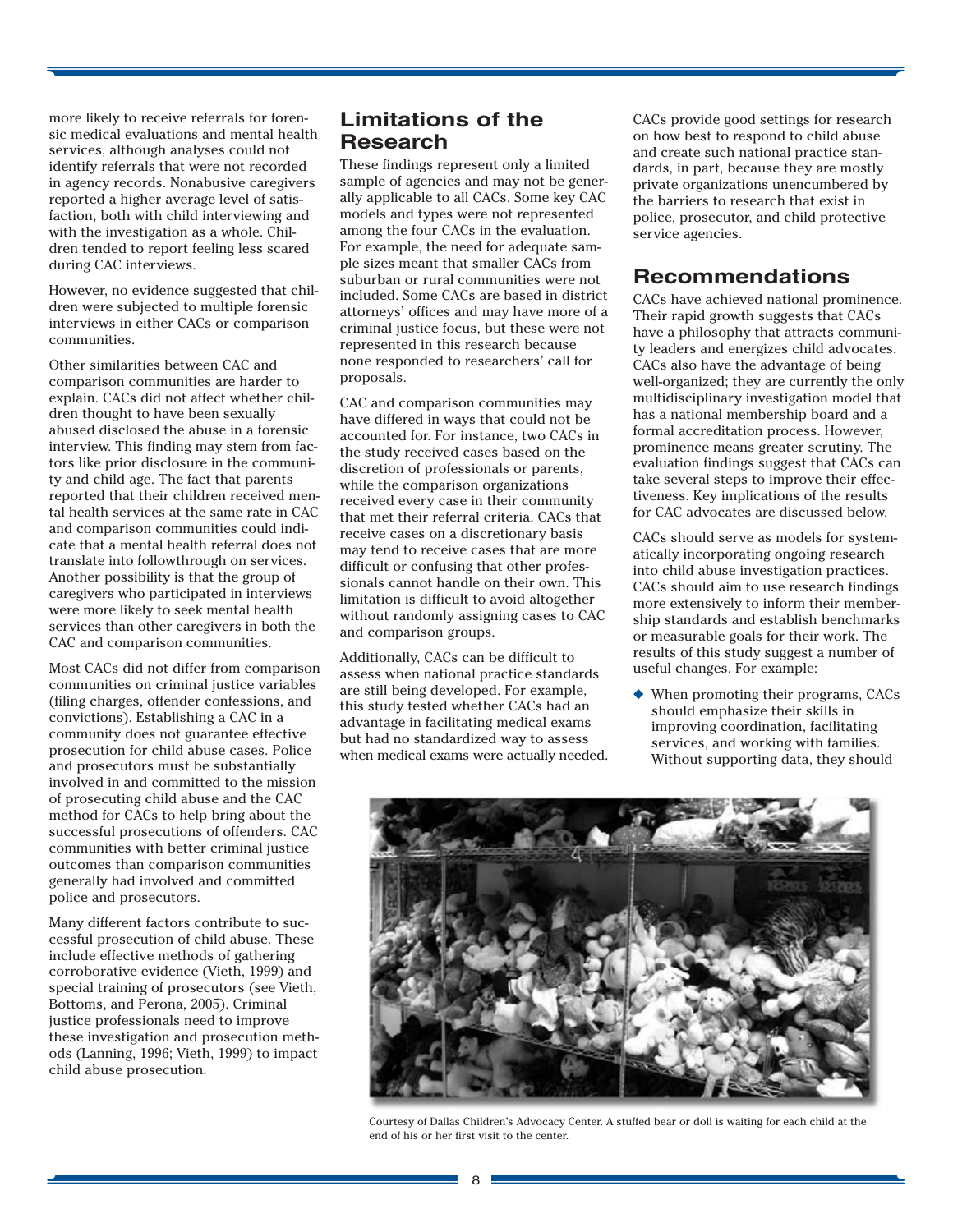more likely to receive referrals for forensic medical evaluations and mental health services, although analyses could not identify referrals that were not recorded in agency records. Nonabusive caregivers reported a higher average level of satisfaction, both with child interviewing and with the investigation as a whole. Children tended to report feeling less scared during CAC interviews.

However, no evidence suggested that children were subjected to multiple forensic interviews in either CACs or comparison communities.

Other similarities between CAC and comparison communities are harder to explain. CACs did not affect whether children thought to have been sexually abused disclosed the abuse in a forensic interview. This finding may stem from factors like prior disclosure in the community and child age. The fact that parents reported that their children received mental health services at the same rate in CAC and comparison communities could indicate that a mental health referral does not translate into followthrough on services. Another possibility is that the group of caregivers who participated in interviews were more likely to seek mental health services than other caregivers in both the CAC and comparison communities.

Most CACs did not differ from comparison communities on criminal justice variables (filing charges, offender confessions, and convictions). Establishing a CAC in a community does not guarantee effective prosecution for child abuse cases. Police and prosecutors must be substantially involved in and committed to the mission of prosecuting child abuse and the CAC method for CACs to help bring about the successful prosecutions of offenders. CAC communities with better criminal justice outcomes than comparison communities generally had involved and committed police and prosecutors.

Many different factors contribute to successful prosecution of child abuse. These include effective methods of gathering corroborative evidence (Vieth, 1999) and special training of prosecutors (see Vieth, Bottoms, and Perona, 2005). Criminal justice professionals need to improve these investigation and prosecution methods (Lanning, 1996; Vieth, 1999) to impact child abuse prosecution.

## Limitations of the Research

These findings represent only a limited sample of agencies and may not be generally applicable to all CACs. Some key CAC models and types were not represented among the four CACs in the evaluation. For example, the need for adequate sample sizes meant that smaller CACs from suburban or rural communities were not included. Some CACs are based in district attorneys' offices and may have more of a criminal justice focus, but these were not represented in this research because none responded to researchers' call for proposals.

CAC and comparison communities may have differed in ways that could not be accounted for. For instance, two CACs in the study received cases based on the discretion of professionals or parents, while the comparison organizations received every case in their community that met their referral criteria. CACs that receive cases on a discretionary basis may tend to receive cases that are more difficult or confusing that other professionals cannot handle on their own. This limitation is difficult to avoid altogether without randomly assigning cases to CAC and comparison groups.

Additionally, CACs can be difficult to assess when national practice standards are still being developed. For example, this study tested whether CACs had an advantage in facilitating medical exams but had no standardized way to assess when medical exams were actually needed. CACs provide good settings for research on how best to respond to child abuse and create such national practice standards, in part, because they are mostly private organizations unencumbered by the barriers to research that exist in police, prosecutor, and child protective service agencies.

## Recommendations

CACs have achieved national prominence. Their rapid growth suggests that CACs have a philosophy that attracts community leaders and energizes child advocates. CACs also have the advantage of being well-organized; they are currently the only multidisciplinary investigation model that has a national membership board and a formal accreditation process. However, prominence means greater scrutiny. The evaluation findings suggest that CACs can take several steps to improve their effectiveness. Key implications of the results for CAC advocates are discussed below.

CACs should serve as models for systematically incorporating ongoing research into child abuse investigation practices. CACs should aim to use research findings more extensively to inform their membership standards and establish benchmarks or measurable goals for their work. The results of this study suggest a number of useful changes. For example:

- When promoting their programs, CACs should emphasize their skills in improving coordination, facilitating services, and working with families. Without supporting data, they should

Courtesy of Dallas Children's Advocacy Center. A stuffed bear or doll is waiting for each child at the end of his or her first visit to the center.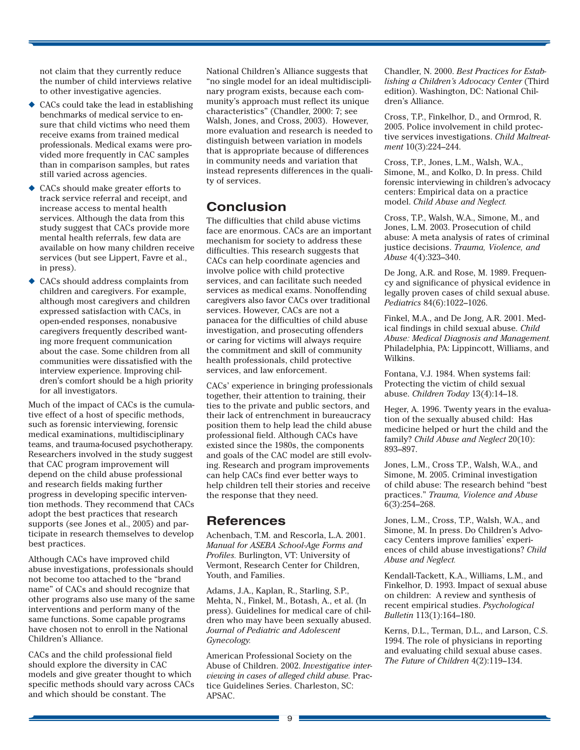not claim that they currently reduce the number of child interviews relative to other investigative agencies.

- CACs could take the lead in establishing benchmarks of medical service to ensure that child victims who need them receive exams from trained medical professionals. Medical exams were provided more frequently in CAC samples than in comparison samples, but rates still varied across agencies.
- CACs should make greater efforts to track service referral and receipt, and increase access to mental health services. Although the data from this study suggest that CACs provide more mental health referrals, few data are available on how many children receive services (but see Lippert, Favre et al., in press).
- CACs should address complaints from children and caregivers. For example, although most caregivers and children expressed satisfaction with CACs, in open-ended responses, nonabusive caregivers frequently described wanting more frequent communication about the case. Some children from all communities were dissatisfied with the interview experience. Improving children's comfort should be a high priority for all investigators.

Much of the impact of CACs is the cumulative effect of a host of specific methods, such as forensic interviewing, forensic medical examinations, multidisciplinary teams, and trauma-focused psychotherapy. Researchers involved in the study suggest that CAC program improvement will depend on the child abuse professional and research fields making further progress in developing specific intervention methods. They recommend that CACs adopt the best practices that research supports (see Jones et al., 2005) and participate in research themselves to develop best practices.

Although CACs have improved child abuse investigations, professionals should not become too attached to the "brand name" of CACs and should recognize that other programs also use many of the same interventions and perform many of the same functions. Some capable programs have chosen not to enroll in the National Children's Alliance.

CACs and the child professional field should explore the diversity in CAC models and give greater thought to which specific methods should vary across CACs and which should be constant. The National Children's Alliance suggests that "no single model for an ideal multidisciplinary program exists, because each community's approach must reflect its unique characteristics" (Chandler, 2000: 7; see Walsh, Jones, and Cross, 2003). However, more evaluation and research is needed to distinguish between variation in models that is appropriate because of differences in community needs and variation that instead represents differences in the quality of services.

## Conclusion

The difficulties that child abuse victims face are enormous. CACs are an important mechanism for society to address these difficulties. This research suggests that CACs can help coordinate agencies and involve police with child protective services, and can facilitate such needed services as medical exams. Nonoffending caregivers also favor CACs over traditional services. However, CACs are not a panacea for the difficulties of child abuse investigation, and prosecuting offenders or caring for victims will always require the commitment and skill of community health professionals, child protective services, and law enforcement.

CACs' experience in bringing professionals together, their attention to training, their ties to the private and public sectors, and their lack of entrenchment in bureaucracy position them to help lead the child abuse professional field. Although CACs have existed since the 1980s, the components and goals of the CAC model are still evolving. Research and program improvements can help CACs find ever better ways to help children tell their stories and receive the response that they need.

## References

Achenbach, T.M. and Rescorla, L.A. 2001. *Manual for ASEBA School-Age Forms and Profiles.* Burlington, VT: University of Vermont, Research Center for Children, Youth, and Families.

Adams, J.A., Kaplan, R., Starling, S.P., Mehta, N., Finkel, M., Botash, A., et al. (In press). Guidelines for medical care of children who may have been sexually abused. *Journal of Pediatric and Adolescent Gynecology.*

American Professional Society on the Abuse of Children. 2002. *Investigative interviewing in cases of alleged child abuse.* Practice Guidelines Series. Charleston, SC: APSAC.

Chandler, N. 2000. *Best Practices for Establishing a Children's Advocacy Center* (Third edition). Washington, DC: National Children's Alliance.

Cross, T.P., Finkelhor, D., and Ormrod, R. 2005. Police involvement in child protective services investigations. *Child Maltreatment* 10(3):224–244.

Cross, T.P., Jones, L.M., Walsh, W.A., Simone, M., and Kolko, D. In press. Child forensic interviewing in children's advocacy centers: Empirical data on a practice model. *Child Abuse and Neglect.*

Cross, T.P., Walsh, W.A., Simone, M., and Jones, L.M. 2003. Prosecution of child abuse: A meta analysis of rates of criminal justice decisions. *Trauma, Violence, and Abuse* 4(4):323–340.

De Jong, A.R. and Rose, M. 1989. Frequency and significance of physical evidence in legally proven cases of child sexual abuse. *Pediatrics* 84(6):1022–1026.

Finkel, M.A., and De Jong, A.R. 2001. Medical findings in child sexual abuse. *Child Abuse: Medical Diagnosis and Management.* Philadelphia, PA: Lippincott, Williams, and Wilkins.

Fontana, V.J. 1984. When systems fail: Protecting the victim of child sexual abuse. *Children Today* 13(4):14–18.

Heger, A. 1996. Twenty years in the evaluation of the sexually abused child: Has medicine helped or hurt the child and the family? *Child Abuse and Neglect* 20(10): 893–897.

Jones, L.M., Cross T.P., Walsh, W.A., and Simone, M. 2005. Criminal investigation of child abuse: The research behind "best practices." *Trauma, Violence and Abuse* 6(3):254–268.

Jones, L.M., Cross, T.P., Walsh, W.A., and Simone, M. In press. Do Children's Advocacy Centers improve families' experiences of child abuse investigations? *Child Abuse and Neglect.*

Kendall-Tackett, K.A., Williams, L.M., and Finkelhor, D. 1993. Impact of sexual abuse on children: A review and synthesis of recent empirical studies. *Psychological Bulletin* 113(1):164–180.

Kerns, D.L., Terman, D.L., and Larson, C.S. 1994. The role of physicians in reporting and evaluating child sexual abuse cases. *The Future of Children* 4(2):119–134.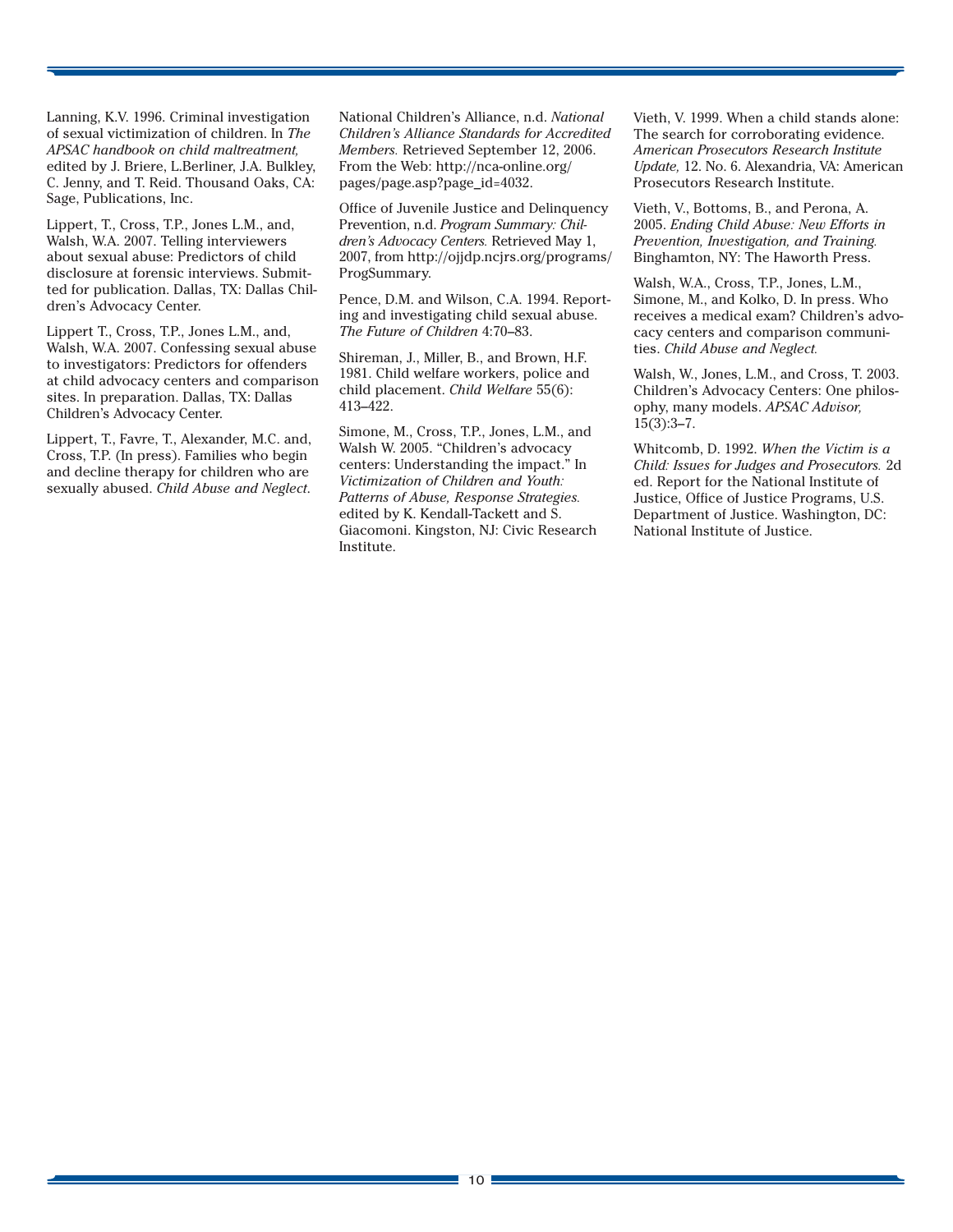Lanning, K.V. 1996. Criminal investigation of sexual victimization of children. In *The APSAC handbook on child maltreatment,* edited by J. Briere, L.Berliner, J.A. Bulkley, C. Jenny, and T. Reid. Thousand Oaks, CA: Sage, Publications, Inc.

Lippert, T., Cross, T.P., Jones L.M., and, Walsh, W.A. 2007. Telling interviewers about sexual abuse: Predictors of child disclosure at forensic interviews. Submitted for publication. Dallas, TX: Dallas Children's Advocacy Center.

Lippert T., Cross, T.P., Jones L.M., and, Walsh, W.A. 2007. Confessing sexual abuse to investigators: Predictors for offenders at child advocacy centers and comparison sites. In preparation. Dallas, TX: Dallas Children's Advocacy Center.

Lippert, T., Favre, T., Alexander, M.C. and, Cross, T.P. (In press). Families who begin and decline therapy for children who are sexually abused. *Child Abuse and Neglect*.

National Children's Alliance, n.d. *National Children's Alliance Standards for Accredited Members.* Retrieved September 12, 2006. From the Web: http://nca-online.org/pages/page.asp?page_id=4032.

Office of Juvenile Justice and Delinquency Prevention, n.d. *Program Summary: Children's Advocacy Centers.* Retrieved May 1, 2007, from http://ojjdp.ncjrs.org/programs/ProgSummary.

Pence, D.M. and Wilson, C.A. 1994. Reporting and investigating child sexual abuse. *The Future of Children* 4:70–83.

Shireman, J., Miller, B., and Brown, H.F. 1981. Child welfare workers, police and child placement. *Child Welfare* 55(6): 413–422.

Simone, M., Cross, T.P., Jones, L.M., and Walsh W. 2005. "Children's advocacy centers: Understanding the impact." In *Victimization of Children and Youth: Patterns of Abuse, Response Strategies.* edited by K. Kendall-Tackett and S. Giacomoni. Kingston, NJ: Civic Research Institute.

Vieth, V. 1999. When a child stands alone: The search for corroborating evidence. *American Prosecutors Research Institute Update,* 12. No. 6. Alexandria, VA: American Prosecutors Research Institute.

Vieth, V., Bottoms, B., and Perona, A. 2005. *Ending Child Abuse: New Efforts in Prevention, Investigation, and Training.* Binghamton, NY: The Haworth Press.

Walsh, W.A., Cross, T.P., Jones, L.M., Simone, M., and Kolko, D. In press. Who receives a medical exam? Children's advocacy centers and comparison communities. *Child Abuse and Neglect.*

Walsh, W., Jones, L.M., and Cross, T. 2003. Children's Advocacy Centers: One philosophy, many models. *APSAC Advisor,* 15(3):3–7.

Whitcomb, D. 1992. *When the Victim is a Child: Issues for Judges and Prosecutors.* 2d ed. Report for the National Institute of Justice, Office of Justice Programs, U.S. Department of Justice. Washington, DC: National Institute of Justice.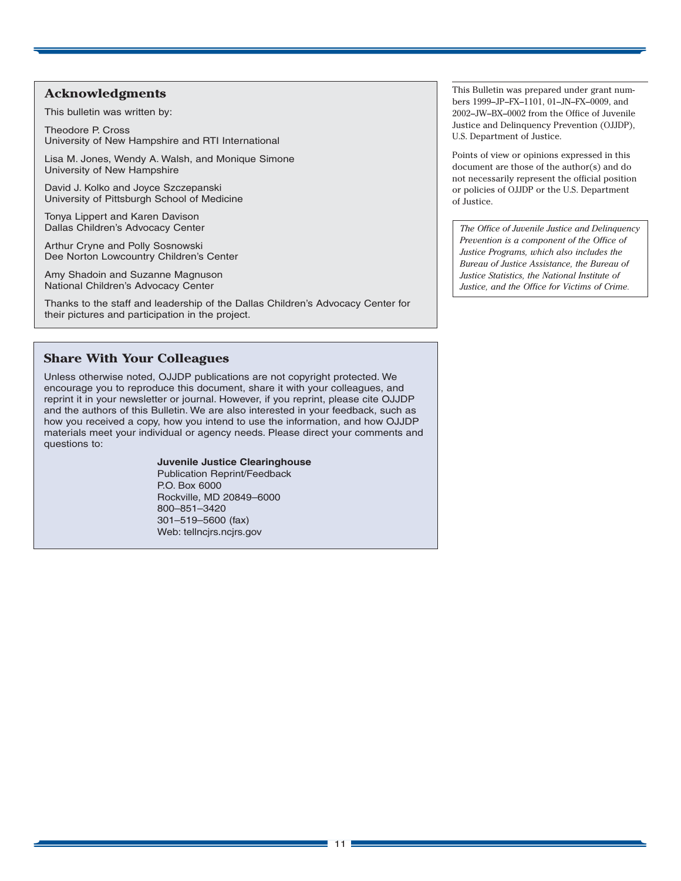## Acknowledgments

This bulletin was written by:

Theodore P. Cross
University of New Hampshire and RTI International

Lisa M. Jones, Wendy A. Walsh, and Monique Simone
University of New Hampshire

David J. Kolko and Joyce Szczepanski
University of Pittsburgh School of Medicine

Tonya Lippert and Karen Davison
Dallas Children's Advocacy Center

Arthur Cryne and Polly Sosnowski
Dee Norton Lowcountry Children's Center

Amy Shadoin and Suzanne Magnuson
National Children's Advocacy Center

Thanks to the staff and leadership of the Dallas Children's Advocacy Center for their pictures and participation in the project.

## Share With Your Colleagues

Unless otherwise noted, OJJDP publications are not copyright protected. We encourage you to reproduce this document, share it with your colleagues, and reprint it in your newsletter or journal. However, if you reprint, please cite OJJDP and the authors of this Bulletin. We are also interested in your feedback, such as how you received a copy, how you intend to use the information, and how OJJDP materials meet your individual or agency needs. Please direct your comments and questions to:

**Juvenile Justice Clearinghouse**
Publication Reprint/Feedback
P.O. Box 6000
Rockville, MD 20849–6000
800–851–3420
301–519–5600 (fax)
Web: tellncjrs.ncjrs.gov

This Bulletin was prepared under grant numbers 1999–JP–FX–1101, 01–JN–FX–0009, and 2002–JW–BX–0002 from the Office of Juvenile Justice and Delinquency Prevention (OJJDP), U.S. Department of Justice.

Points of view or opinions expressed in this document are those of the author(s) and do not necessarily represent the official position or policies of OJJDP or the U.S. Department of Justice.

*The Office of Juvenile Justice and Delinquency Prevention is a component of the Office of Justice Programs, which also includes the Bureau of Justice Assistance, the Bureau of Justice Statistics, the National Institute of Justice, and the Office for Victims of Crime.*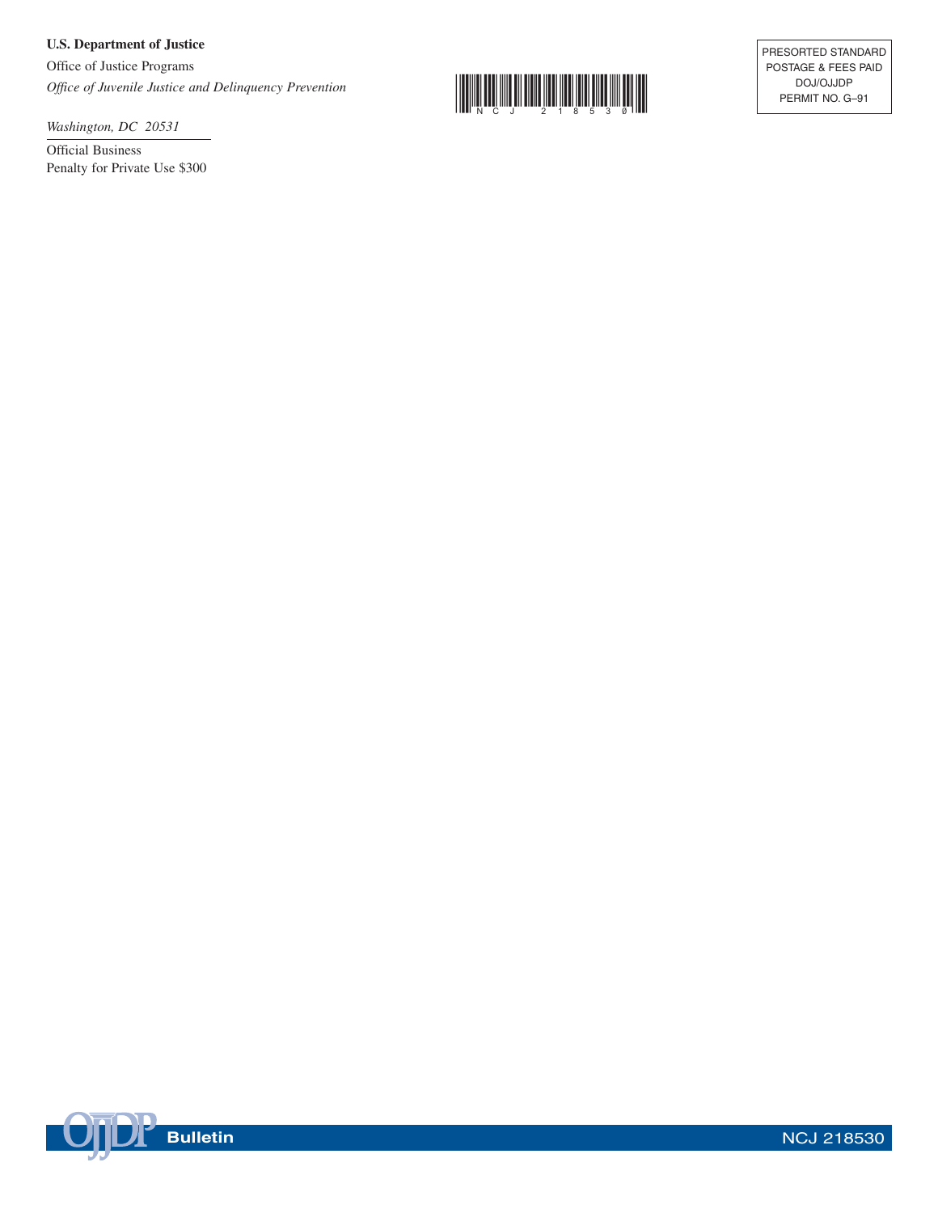**U.S. Department of Justice**

Office of Justice Programs

*Office of Juvenile Justice and Delinquency Prevention*

*Washington, DC 20531*

Official Business

Penalty for Private Use $300

NCJ 218530

PRESORTED STANDARD
POSTAGE & FEES PAID
DOJ/OJJDP
PERMIT NO. G–91

**Bulletin**

NCJ 218530